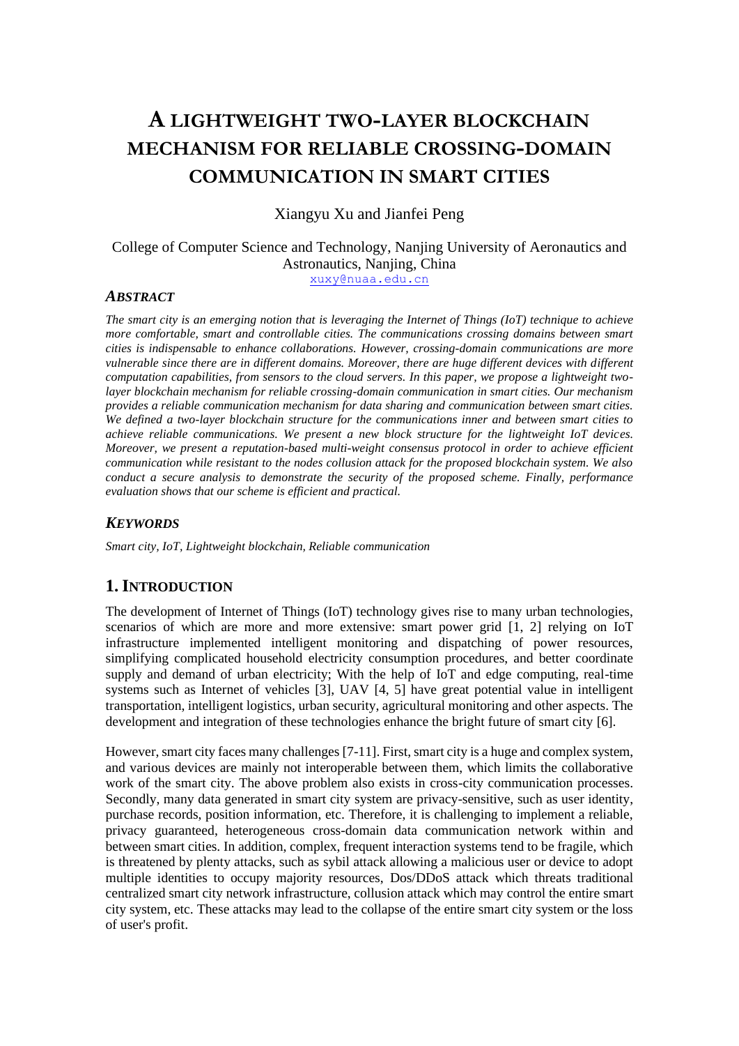# A LIGHTWEIGHT TWO-LAYER BLOCKCHAIN MECHANISM FOR RELIABLE CROSSING-DOMAIN COMMUNICATION IN SMART CITIES

Xiangyu Xu and Jianfei Peng

College of Computer Science and Technology, Nanjing University of Aeronautics and Astronautics, Nanjing, China
xuxy@nuaa.edu.cn

### *ABSTRACT*

*The smart city is an emerging notion that is leveraging the Internet of Things (IoT) technique to achieve more comfortable, smart and controllable cities. The communications crossing domains between smart cities is indispensable to enhance collaborations. However, crossing-domain communications are more vulnerable since there are in different domains. Moreover, there are huge different devices with different computation capabilities, from sensors to the cloud servers. In this paper, we propose a lightweight two-layer blockchain mechanism for reliable crossing-domain communication in smart cities. Our mechanism provides a reliable communication mechanism for data sharing and communication between smart cities. We defined a two-layer blockchain structure for the communications inner and between smart cities to achieve reliable communications. We present a new block structure for the lightweight IoT devices. Moreover, we present a reputation-based multi-weight consensus protocol in order to achieve efficient communication while resistant to the nodes collusion attack for the proposed blockchain system. We also conduct a secure analysis to demonstrate the security of the proposed scheme. Finally, performance evaluation shows that our scheme is efficient and practical.*

### *KEYWORDS*

*Smart city, IoT, Lightweight blockchain, Reliable communication*

## 1. INTRODUCTION

The development of Internet of Things (IoT) technology gives rise to many urban technologies, scenarios of which are more and more extensive: smart power grid [1, 2] relying on IoT infrastructure implemented intelligent monitoring and dispatching of power resources, simplifying complicated household electricity consumption procedures, and better coordinate supply and demand of urban electricity; With the help of IoT and edge computing, real-time systems such as Internet of vehicles [3], UAV [4, 5] have great potential value in intelligent transportation, intelligent logistics, urban security, agricultural monitoring and other aspects. The development and integration of these technologies enhance the bright future of smart city [6].

However, smart city faces many challenges [7-11]. First, smart city is a huge and complex system, and various devices are mainly not interoperable between them, which limits the collaborative work of the smart city. The above problem also exists in cross-city communication processes. Secondly, many data generated in smart city system are privacy-sensitive, such as user identity, purchase records, position information, etc. Therefore, it is challenging to implement a reliable, privacy guaranteed, heterogeneous cross-domain data communication network within and between smart cities. In addition, complex, frequent interaction systems tend to be fragile, which is threatened by plenty attacks, such as sybil attack allowing a malicious user or device to adopt multiple identities to occupy majority resources, Dos/DDoS attack which threats traditional centralized smart city network infrastructure, collusion attack which may control the entire smart city system, etc. These attacks may lead to the collapse of the entire smart city system or the loss of user's profit.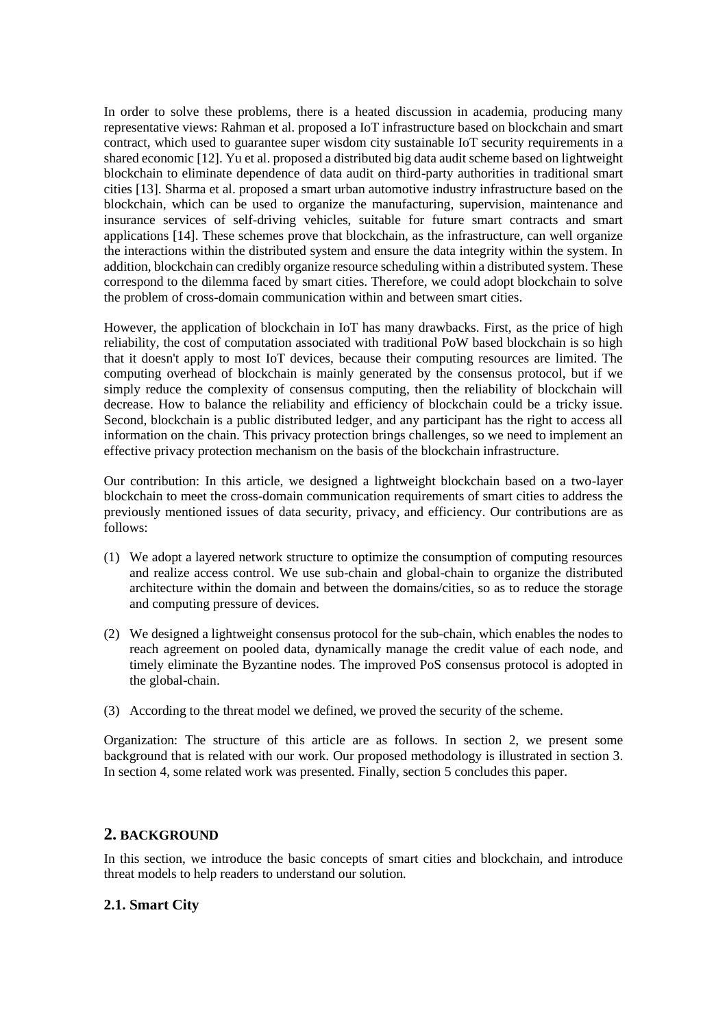In order to solve these problems, there is a heated discussion in academia, producing many representative views: Rahman et al. proposed a IoT infrastructure based on blockchain and smart contract, which used to guarantee super wisdom city sustainable IoT security requirements in a shared economic [12]. Yu et al. proposed a distributed big data audit scheme based on lightweight blockchain to eliminate dependence of data audit on third-party authorities in traditional smart cities [13]. Sharma et al. proposed a smart urban automotive industry infrastructure based on the blockchain, which can be used to organize the manufacturing, supervision, maintenance and insurance services of self-driving vehicles, suitable for future smart contracts and smart applications [14]. These schemes prove that blockchain, as the infrastructure, can well organize the interactions within the distributed system and ensure the data integrity within the system. In addition, blockchain can credibly organize resource scheduling within a distributed system. These correspond to the dilemma faced by smart cities. Therefore, we could adopt blockchain to solve the problem of cross-domain communication within and between smart cities.

However, the application of blockchain in IoT has many drawbacks. First, as the price of high reliability, the cost of computation associated with traditional PoW based blockchain is so high that it doesn't apply to most IoT devices, because their computing resources are limited. The computing overhead of blockchain is mainly generated by the consensus protocol, but if we simply reduce the complexity of consensus computing, then the reliability of blockchain will decrease. How to balance the reliability and efficiency of blockchain could be a tricky issue. Second, blockchain is a public distributed ledger, and any participant has the right to access all information on the chain. This privacy protection brings challenges, so we need to implement an effective privacy protection mechanism on the basis of the blockchain infrastructure.

Our contribution: In this article, we designed a lightweight blockchain based on a two-layer blockchain to meet the cross-domain communication requirements of smart cities to address the previously mentioned issues of data security, privacy, and efficiency. Our contributions are as follows:

(1) We adopt a layered network structure to optimize the consumption of computing resources and realize access control. We use sub-chain and global-chain to organize the distributed architecture within the domain and between the domains/cities, so as to reduce the storage and computing pressure of devices.

(2) We designed a lightweight consensus protocol for the sub-chain, which enables the nodes to reach agreement on pooled data, dynamically manage the credit value of each node, and timely eliminate the Byzantine nodes. The improved PoS consensus protocol is adopted in the global-chain.

(3) According to the threat model we defined, we proved the security of the scheme.

Organization: The structure of this article are as follows. In section 2, we present some background that is related with our work. Our proposed methodology is illustrated in section 3. In section 4, some related work was presented. Finally, section 5 concludes this paper.

## 2. BACKGROUND

In this section, we introduce the basic concepts of smart cities and blockchain, and introduce threat models to help readers to understand our solution.

### 2.1. Smart City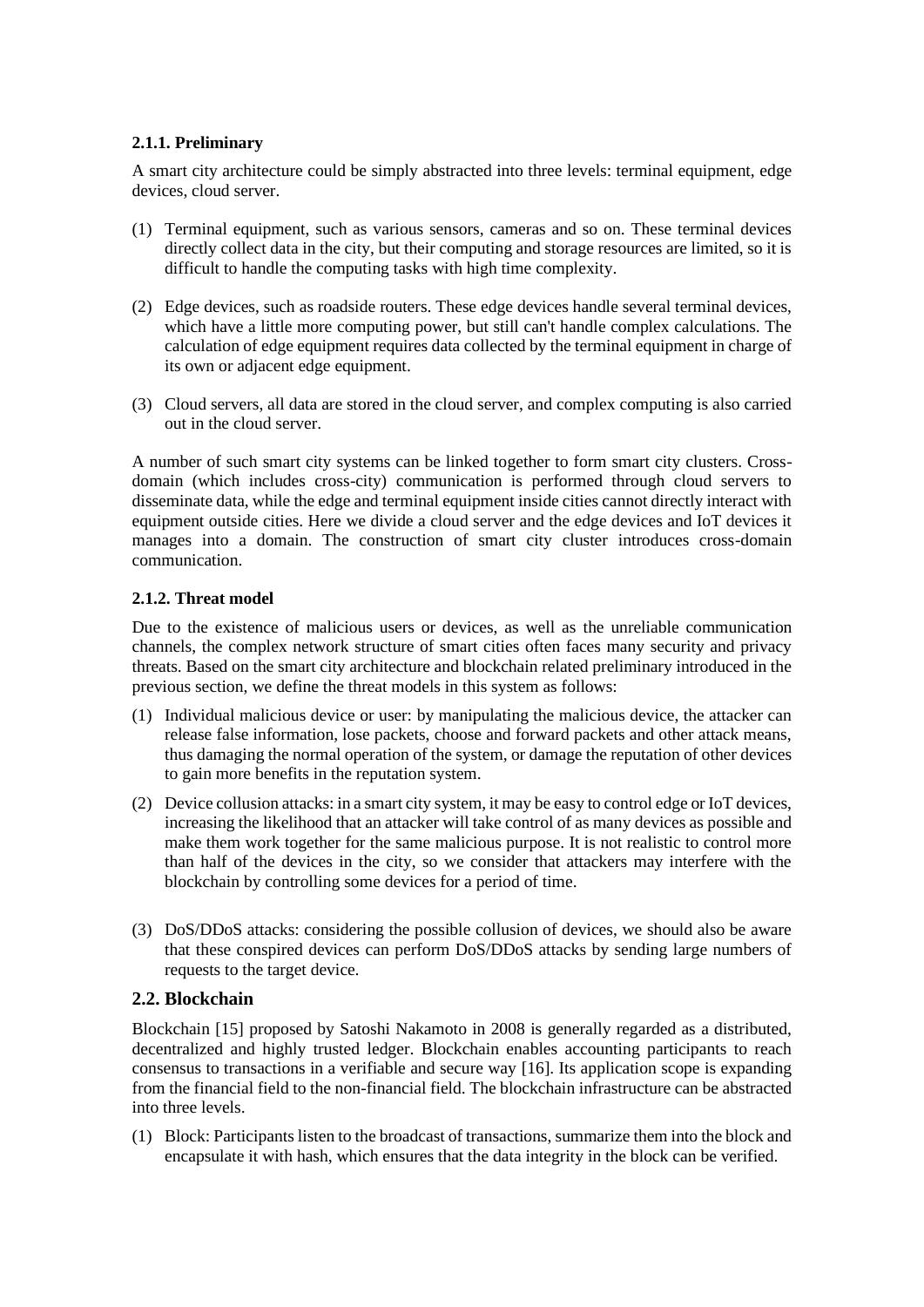### 2.1.1. Preliminary

A smart city architecture could be simply abstracted into three levels: terminal equipment, edge devices, cloud server.

(1) Terminal equipment, such as various sensors, cameras and so on. These terminal devices directly collect data in the city, but their computing and storage resources are limited, so it is difficult to handle the computing tasks with high time complexity.

(2) Edge devices, such as roadside routers. These edge devices handle several terminal devices, which have a little more computing power, but still can't handle complex calculations. The calculation of edge equipment requires data collected by the terminal equipment in charge of its own or adjacent edge equipment.

(3) Cloud servers, all data are stored in the cloud server, and complex computing is also carried out in the cloud server.

A number of such smart city systems can be linked together to form smart city clusters. Cross-domain (which includes cross-city) communication is performed through cloud servers to disseminate data, while the edge and terminal equipment inside cities cannot directly interact with equipment outside cities. Here we divide a cloud server and the edge devices and IoT devices it manages into a domain. The construction of smart city cluster introduces cross-domain communication.

### 2.1.2. Threat model

Due to the existence of malicious users or devices, as well as the unreliable communication channels, the complex network structure of smart cities often faces many security and privacy threats. Based on the smart city architecture and blockchain related preliminary introduced in the previous section, we define the threat models in this system as follows:

(1) Individual malicious device or user: by manipulating the malicious device, the attacker can release false information, lose packets, choose and forward packets and other attack means, thus damaging the normal operation of the system, or damage the reputation of other devices to gain more benefits in the reputation system.

(2) Device collusion attacks: in a smart city system, it may be easy to control edge or IoT devices, increasing the likelihood that an attacker will take control of as many devices as possible and make them work together for the same malicious purpose. It is not realistic to control more than half of the devices in the city, so we consider that attackers may interfere with the blockchain by controlling some devices for a period of time.

(3) DoS/DDoS attacks: considering the possible collusion of devices, we should also be aware that these conspired devices can perform DoS/DDoS attacks by sending large numbers of requests to the target device.

## 2.2. Blockchain

Blockchain [15] proposed by Satoshi Nakamoto in 2008 is generally regarded as a distributed, decentralized and highly trusted ledger. Blockchain enables accounting participants to reach consensus to transactions in a verifiable and secure way [16]. Its application scope is expanding from the financial field to the non-financial field. The blockchain infrastructure can be abstracted into three levels.

(1) Block: Participants listen to the broadcast of transactions, summarize them into the block and encapsulate it with hash, which ensures that the data integrity in the block can be verified.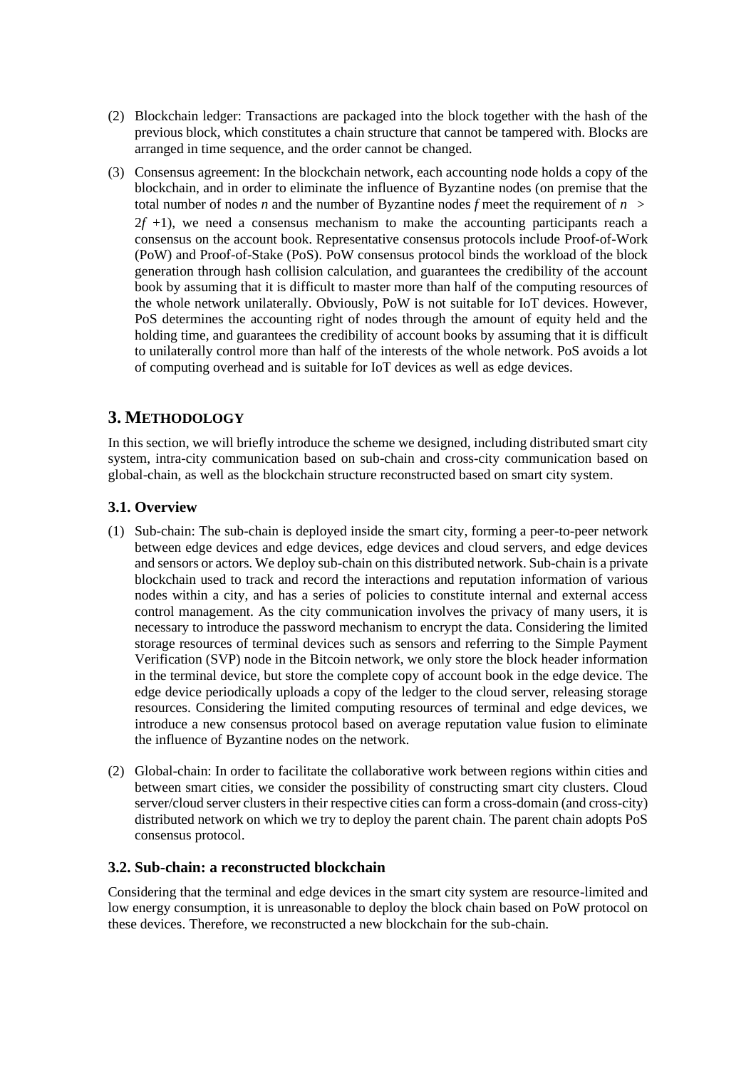(2) Blockchain ledger: Transactions are packaged into the block together with the hash of the previous block, which constitutes a chain structure that cannot be tampered with. Blocks are arranged in time sequence, and the order cannot be changed.

(3) Consensus agreement: In the blockchain network, each accounting node holds a copy of the blockchain, and in order to eliminate the influence of Byzantine nodes (on premise that the total number of nodes $n$ and the number of Byzantine nodes $f$ meet the requirement of $n > 2f + 1$), we need a consensus mechanism to make the accounting participants reach a consensus on the account book. Representative consensus protocols include Proof-of-Work (PoW) and Proof-of-Stake (PoS). PoW consensus protocol binds the workload of the block generation through hash collision calculation, and guarantees the credibility of the account book by assuming that it is difficult to master more than half of the computing resources of the whole network unilaterally. Obviously, PoW is not suitable for IoT devices. However, PoS determines the accounting right of nodes through the amount of equity held and the holding time, and guarantees the credibility of account books by assuming that it is difficult to unilaterally control more than half of the interests of the whole network. PoS avoids a lot of computing overhead and is suitable for IoT devices as well as edge devices.

## 3. METHODOLOGY

In this section, we will briefly introduce the scheme we designed, including distributed smart city system, intra-city communication based on sub-chain and cross-city communication based on global-chain, as well as the blockchain structure reconstructed based on smart city system.

### 3.1. Overview

(1) Sub-chain: The sub-chain is deployed inside the smart city, forming a peer-to-peer network between edge devices and edge devices, edge devices and cloud servers, and edge devices and sensors or actors. We deploy sub-chain on this distributed network. Sub-chain is a private blockchain used to track and record the interactions and reputation information of various nodes within a city, and has a series of policies to constitute internal and external access control management. As the city communication involves the privacy of many users, it is necessary to introduce the password mechanism to encrypt the data. Considering the limited storage resources of terminal devices such as sensors and referring to the Simple Payment Verification (SVP) node in the Bitcoin network, we only store the block header information in the terminal device, but store the complete copy of account book in the edge device. The edge device periodically uploads a copy of the ledger to the cloud server, releasing storage resources. Considering the limited computing resources of terminal and edge devices, we introduce a new consensus protocol based on average reputation value fusion to eliminate the influence of Byzantine nodes on the network.

(2) Global-chain: In order to facilitate the collaborative work between regions within cities and between smart cities, we consider the possibility of constructing smart city clusters. Cloud server/cloud server clusters in their respective cities can form a cross-domain (and cross-city) distributed network on which we try to deploy the parent chain. The parent chain adopts PoS consensus protocol.

### 3.2. Sub-chain: a reconstructed blockchain

Considering that the terminal and edge devices in the smart city system are resource-limited and low energy consumption, it is unreasonable to deploy the block chain based on PoW protocol on these devices. Therefore, we reconstructed a new blockchain for the sub-chain.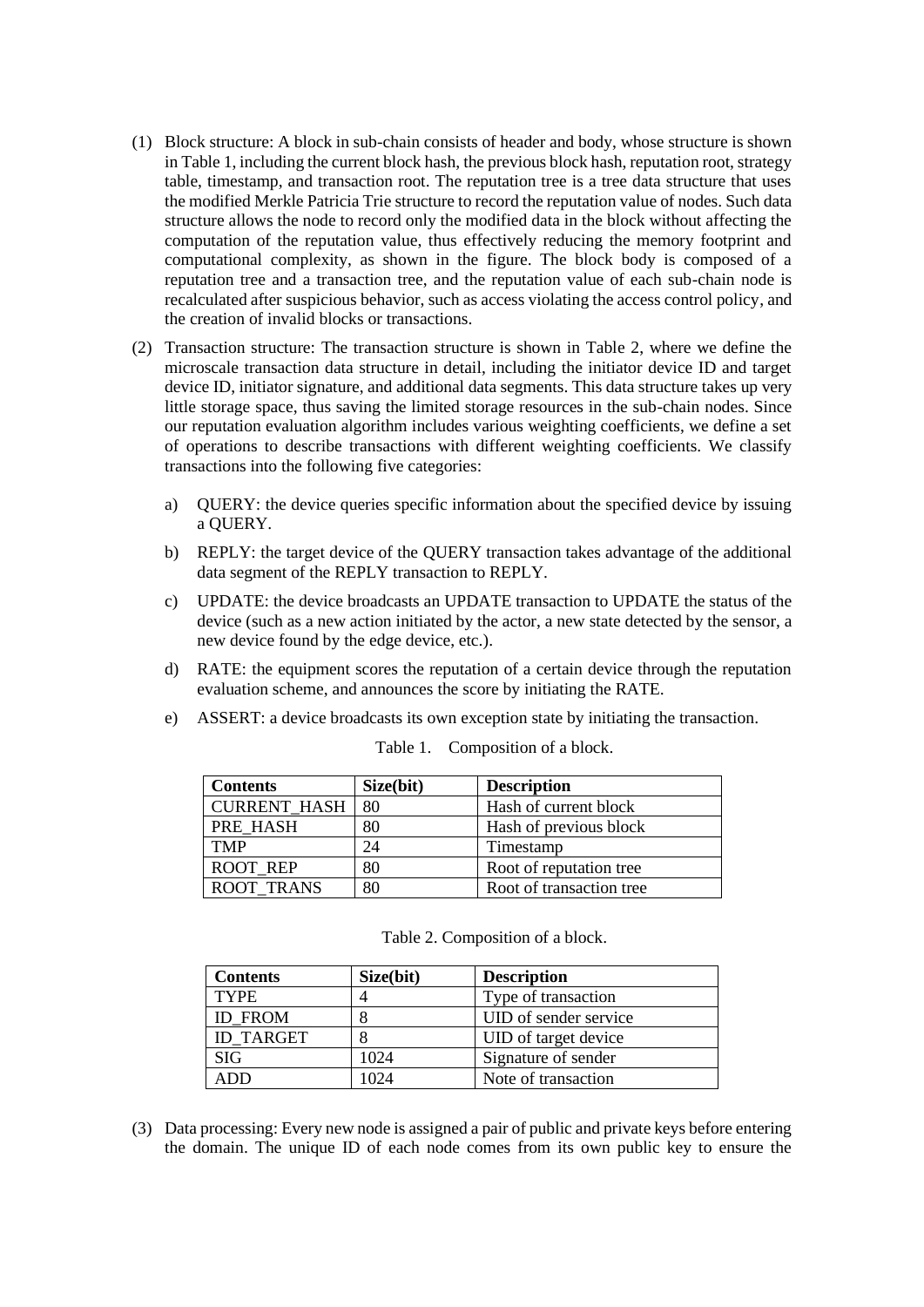(1) Block structure: A block in sub-chain consists of header and body, whose structure is shown in Table 1, including the current block hash, the previous block hash, reputation root, strategy table, timestamp, and transaction root. The reputation tree is a tree data structure that uses the modified Merkle Patricia Trie structure to record the reputation value of nodes. Such data structure allows the node to record only the modified data in the block without affecting the computation of the reputation value, thus effectively reducing the memory footprint and computational complexity, as shown in the figure. The block body is composed of a reputation tree and a transaction tree, and the reputation value of each sub-chain node is recalculated after suspicious behavior, such as access violating the access control policy, and the creation of invalid blocks or transactions.

(2) Transaction structure: The transaction structure is shown in Table 2, where we define the microscale transaction data structure in detail, including the initiator device ID and target device ID, initiator signature, and additional data segments. This data structure takes up very little storage space, thus saving the limited storage resources in the sub-chain nodes. Since our reputation evaluation algorithm includes various weighting coefficients, we define a set of operations to describe transactions with different weighting coefficients. We classify transactions into the following five categories:

   a) QUERY: the device queries specific information about the specified device by issuing a QUERY.

   b) REPLY: the target device of the QUERY transaction takes advantage of the additional data segment of the REPLY transaction to REPLY.

   c) UPDATE: the device broadcasts an UPDATE transaction to UPDATE the status of the device (such as a new action initiated by the actor, a new state detected by the sensor, a new device found by the edge device, etc.).

   d) RATE: the equipment scores the reputation of a certain device through the reputation evaluation scheme, and announces the score by initiating the RATE.

   e) ASSERT: a device broadcasts its own exception state by initiating the transaction.

Table 1. Composition of a block.

| Contents | Size(bit) | Description |
|---|---|---|
| CURRENT_HASH | 80 | Hash of current block |
| PRE_HASH | 80 | Hash of previous block |
| TMP | 24 | Timestamp |
| ROOT_REP | 80 | Root of reputation tree |
| ROOT_TRANS | 80 | Root of transaction tree |

Table 2. Composition of a block.

| Contents | Size(bit) | Description |
|---|---|---|
| TYPE | 4 | Type of transaction |
| ID_FROM | 8 | UID of sender service |
| ID_TARGET | 8 | UID of target device |
| SIG | 1024 | Signature of sender |
| ADD | 1024 | Note of transaction |

(3) Data processing: Every new node is assigned a pair of public and private keys before entering the domain. The unique ID of each node comes from its own public key to ensure the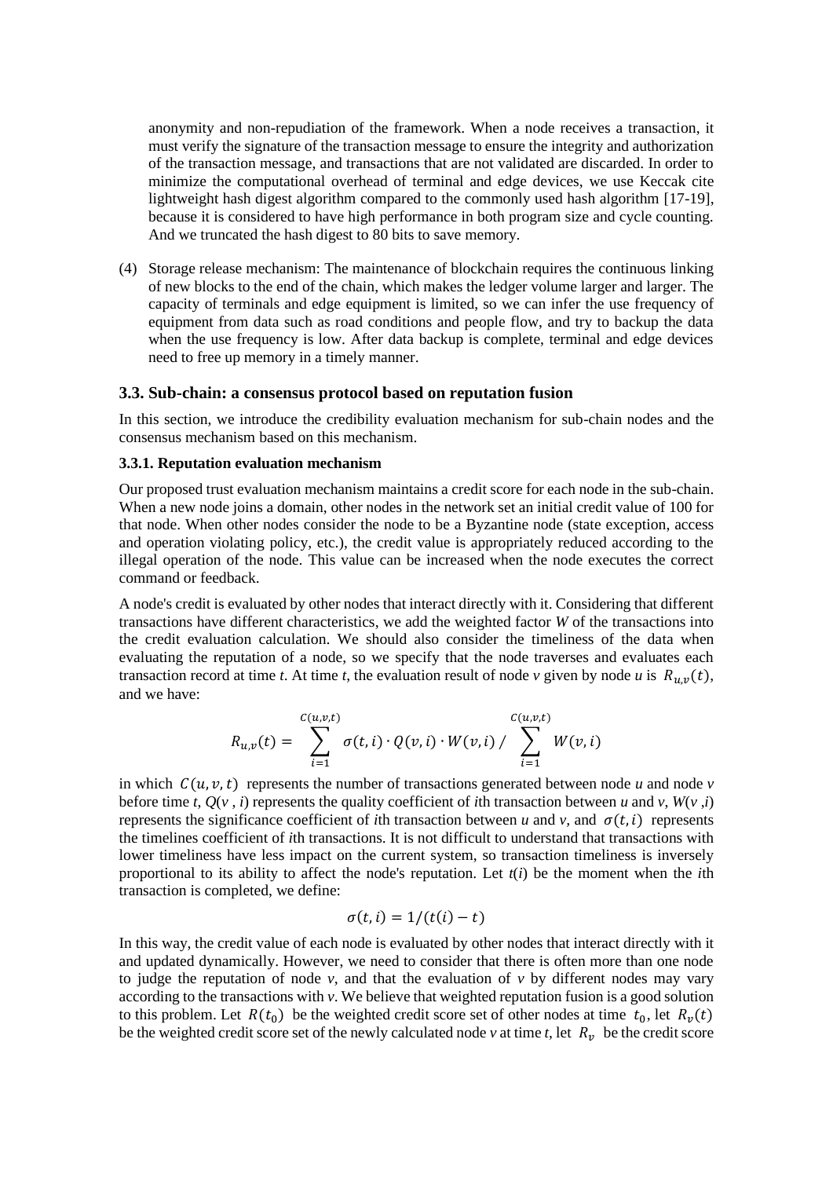anonymity and non-repudiation of the framework. When a node receives a transaction, it must verify the signature of the transaction message to ensure the integrity and authorization of the transaction message, and transactions that are not validated are discarded. In order to minimize the computational overhead of terminal and edge devices, we use Keccak cite lightweight hash digest algorithm compared to the commonly used hash algorithm [17-19], because it is considered to have high performance in both program size and cycle counting. And we truncated the hash digest to 80 bits to save memory.

(4) Storage release mechanism: The maintenance of blockchain requires the continuous linking of new blocks to the end of the chain, which makes the ledger volume larger and larger. The capacity of terminals and edge equipment is limited, so we can infer the use frequency of equipment from data such as road conditions and people flow, and try to backup the data when the use frequency is low. After data backup is complete, terminal and edge devices need to free up memory in a timely manner.

### 3.3. Sub-chain: a consensus protocol based on reputation fusion

In this section, we introduce the credibility evaluation mechanism for sub-chain nodes and the consensus mechanism based on this mechanism.

#### 3.3.1. Reputation evaluation mechanism

Our proposed trust evaluation mechanism maintains a credit score for each node in the sub-chain. When a new node joins a domain, other nodes in the network set an initial credit value of 100 for that node. When other nodes consider the node to be a Byzantine node (state exception, access and operation violating policy, etc.), the credit value is appropriately reduced according to the illegal operation of the node. This value can be increased when the node executes the correct command or feedback.

A node's credit is evaluated by other nodes that interact directly with it. Considering that different transactions have different characteristics, we add the weighted factor *W* of the transactions into the credit evaluation calculation. We should also consider the timeliness of the data when evaluating the reputation of a node, so we specify that the node traverses and evaluates each transaction record at time *t*. At time *t*, the evaluation result of node *v* given by node *u* is $R_{u,v}(t)$, and we have:

$$R_{u,v}(t) = \sum_{i=1}^{C(u,v,t)} \sigma(t,i) \cdot Q(v,i) \cdot W(v,i) \,/\, \sum_{i=1}^{C(u,v,t)} W(v,i)$$

in which $C(u,v,t)$ represents the number of transactions generated between node *u* and node *v* before time *t*, $Q(v,i)$ represents the quality coefficient of *i*th transaction between *u* and *v*, $W(v,i)$ represents the significance coefficient of *i*th transaction between *u* and *v*, and $\sigma(t,i)$ represents the timelines coefficient of *i*th transactions. It is not difficult to understand that transactions with lower timeliness have less impact on the current system, so transaction timeliness is inversely proportional to its ability to affect the node's reputation. Let $t(i)$ be the moment when the *i*th transaction is completed, we define:

$$\sigma(t,i) = 1/(t(i) - t)$$

In this way, the credit value of each node is evaluated by other nodes that interact directly with it and updated dynamically. However, we need to consider that there is often more than one node to judge the reputation of node *v*, and that the evaluation of *v* by different nodes may vary according to the transactions with *v*. We believe that weighted reputation fusion is a good solution to this problem. Let $R(t_0)$ be the weighted credit score set of other nodes at time $t_0$, let $R_v(t)$ be the weighted credit score set of the newly calculated node *v* at time *t*, let $R_v$ be the credit score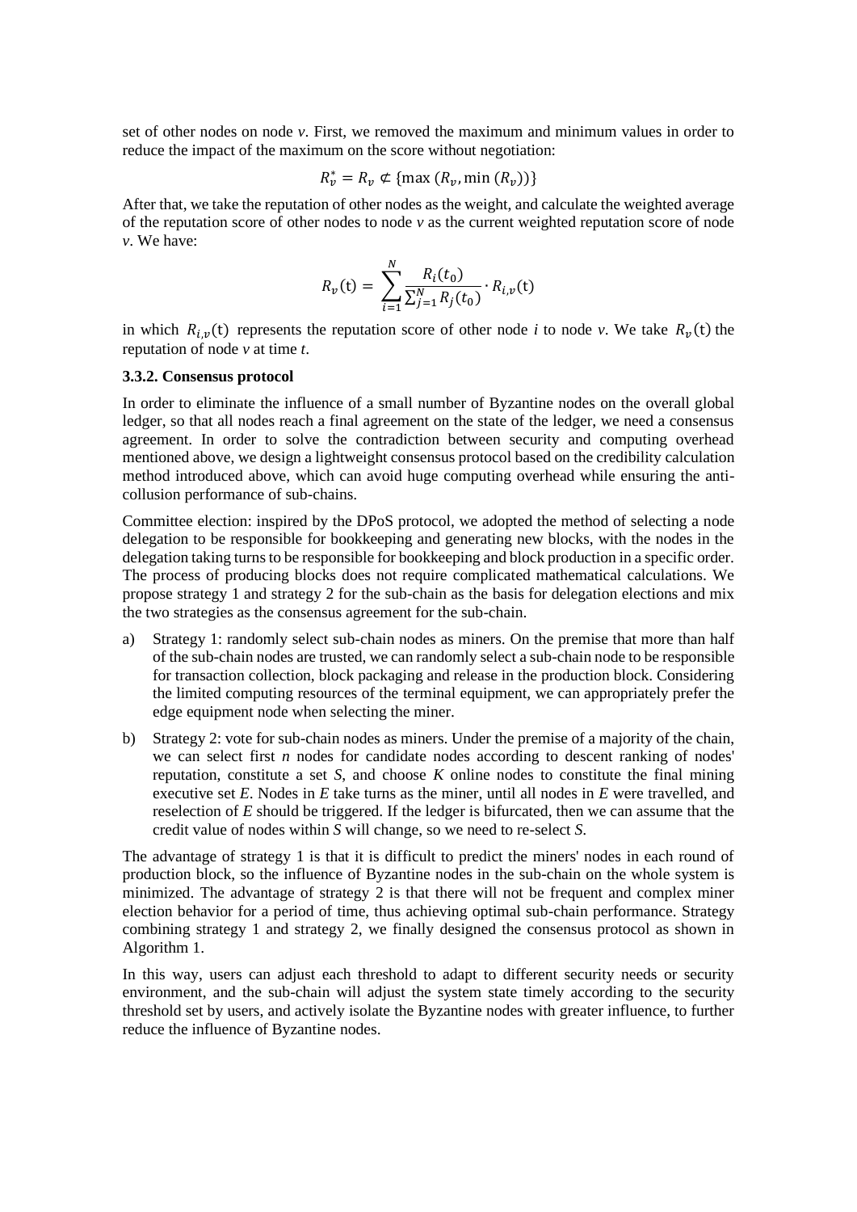set of other nodes on node *v*. First, we removed the maximum and minimum values in order to reduce the impact of the maximum on the score without negotiation:

$$R_v^* = R_v \not\subset \{\max(R_v, \min(R_v))\}$$

After that, we take the reputation of other nodes as the weight, and calculate the weighted average of the reputation score of other nodes to node *v* as the current weighted reputation score of node *v*. We have:

$$R_v(\mathrm{t}) = \sum_{i=1}^{N} \frac{R_i(t_0)}{\sum_{j=1}^{N} R_j(t_0)} \cdot R_{i,v}(\mathrm{t})$$

in which $R_{i,v}(\mathrm{t})$ represents the reputation score of other node *i* to node *v*. We take $R_v(\mathrm{t})$ the reputation of node *v* at time *t*.

### 3.3.2. Consensus protocol

In order to eliminate the influence of a small number of Byzantine nodes on the overall global ledger, so that all nodes reach a final agreement on the state of the ledger, we need a consensus agreement. In order to solve the contradiction between security and computing overhead mentioned above, we design a lightweight consensus protocol based on the credibility calculation method introduced above, which can avoid huge computing overhead while ensuring the anti-collusion performance of sub-chains.

Committee election: inspired by the DPoS protocol, we adopted the method of selecting a node delegation to be responsible for bookkeeping and generating new blocks, with the nodes in the delegation taking turns to be responsible for bookkeeping and block production in a specific order. The process of producing blocks does not require complicated mathematical calculations. We propose strategy 1 and strategy 2 for the sub-chain as the basis for delegation elections and mix the two strategies as the consensus agreement for the sub-chain.

a) Strategy 1: randomly select sub-chain nodes as miners. On the premise that more than half of the sub-chain nodes are trusted, we can randomly select a sub-chain node to be responsible for transaction collection, block packaging and release in the production block. Considering the limited computing resources of the terminal equipment, we can appropriately prefer the edge equipment node when selecting the miner.

b) Strategy 2: vote for sub-chain nodes as miners. Under the premise of a majority of the chain, we can select first *n* nodes for candidate nodes according to descent ranking of nodes' reputation, constitute a set *S*, and choose *K* online nodes to constitute the final mining executive set *E*. Nodes in *E* take turns as the miner, until all nodes in *E* were travelled, and reselection of *E* should be triggered. If the ledger is bifurcated, then we can assume that the credit value of nodes within *S* will change, so we need to re-select *S*.

The advantage of strategy 1 is that it is difficult to predict the miners' nodes in each round of production block, so the influence of Byzantine nodes in the sub-chain on the whole system is minimized. The advantage of strategy 2 is that there will not be frequent and complex miner election behavior for a period of time, thus achieving optimal sub-chain performance. Strategy combining strategy 1 and strategy 2, we finally designed the consensus protocol as shown in Algorithm 1.

In this way, users can adjust each threshold to adapt to different security needs or security environment, and the sub-chain will adjust the system state timely according to the security threshold set by users, and actively isolate the Byzantine nodes with greater influence, to further reduce the influence of Byzantine nodes.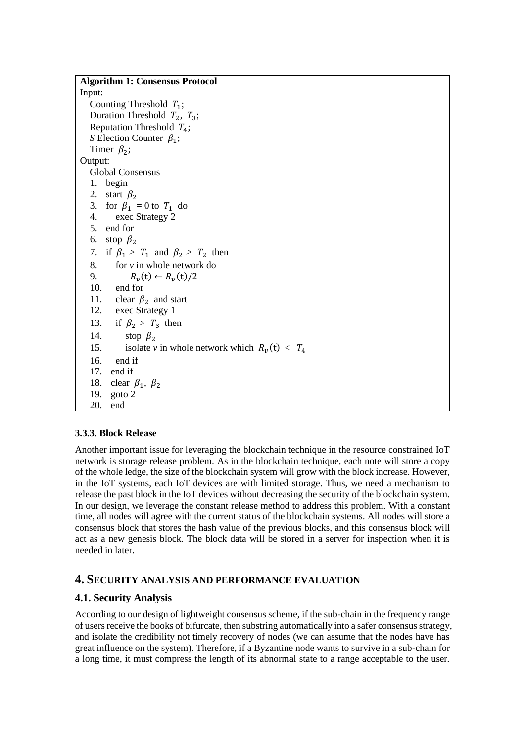**Algorithm 1: Consensus Protocol**

```
Input:
   Counting Threshold T_1;
   Duration Threshold T_2, T_3;
   Reputation Threshold T_4;
   S Election Counter β_1;
   Timer β_2;
Output:
   Global Consensus
   1.  begin
   2.  start β_2
   3.  for β_1 = 0 to T_1 do
   4.     exec Strategy 2
   5.  end for
   6.  stop β_2
   7.  if β_1 > T_1 and β_2 > T_2 then
   8.     for v in whole network do
   9.        R_v(t) ← R_v(t)/2
   10.    end for
   11.    clear β_2 and start
   12.    exec Strategy 1
   13.    if β_2 > T_3 then
   14.       stop β_2
   15.       isolate v in whole network which R_v(t) < T_4
   16.    end if
   17. end if
   18. clear β_1, β_2
   19. goto 2
   20. end
```

#### 3.3.3. Block Release

Another important issue for leveraging the blockchain technique in the resource constrained IoT network is storage release problem. As in the blockchain technique, each note will store a copy of the whole ledge, the size of the blockchain system will grow with the block increase. However, in the IoT systems, each IoT devices are with limited storage. Thus, we need a mechanism to release the past block in the IoT devices without decreasing the security of the blockchain system. In our design, we leverage the constant release method to address this problem. With a constant time, all nodes will agree with the current status of the blockchain systems. All nodes will store a consensus block that stores the hash value of the previous blocks, and this consensus block will act as a new genesis block. The block data will be stored in a server for inspection when it is needed in later.

## 4. Security Analysis and Performance Evaluation

### 4.1. Security Analysis

According to our design of lightweight consensus scheme, if the sub-chain in the frequency range of users receive the books of bifurcate, then substring automatically into a safer consensus strategy, and isolate the credibility not timely recovery of nodes (we can assume that the nodes have has great influence on the system). Therefore, if a Byzantine node wants to survive in a sub-chain for a long time, it must compress the length of its abnormal state to a range acceptable to the user.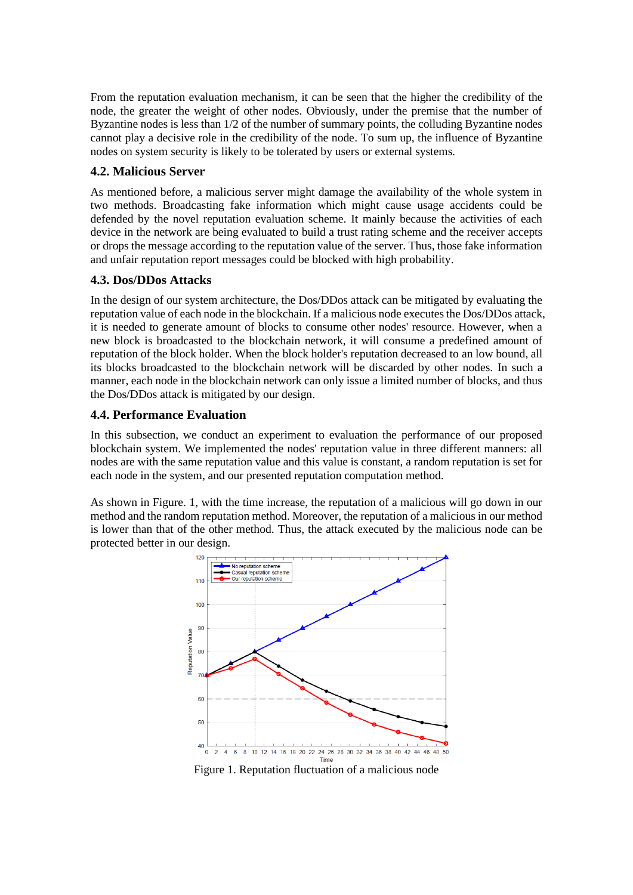From the reputation evaluation mechanism, it can be seen that the higher the credibility of the node, the greater the weight of other nodes. Obviously, under the premise that the number of Byzantine nodes is less than 1/2 of the number of summary points, the colluding Byzantine nodes cannot play a decisive role in the credibility of the node. To sum up, the influence of Byzantine nodes on system security is likely to be tolerated by users or external systems.

### 4.2. Malicious Server

As mentioned before, a malicious server might damage the availability of the whole system in two methods. Broadcasting fake information which might cause usage accidents could be defended by the novel reputation evaluation scheme. It mainly because the activities of each device in the network are being evaluated to build a trust rating scheme and the receiver accepts or drops the message according to the reputation value of the server. Thus, those fake information and unfair reputation report messages could be blocked with high probability.

### 4.3. Dos/DDos Attacks

In the design of our system architecture, the Dos/DDos attack can be mitigated by evaluating the reputation value of each node in the blockchain. If a malicious node executes the Dos/DDos attack, it is needed to generate amount of blocks to consume other nodes' resource. However, when a new block is broadcasted to the blockchain network, it will consume a predefined amount of reputation of the block holder. When the block holder's reputation decreased to an low bound, all its blocks broadcasted to the blockchain network will be discarded by other nodes. In such a manner, each node in the blockchain network can only issue a limited number of blocks, and thus the Dos/DDos attack is mitigated by our design.

### 4.4. Performance Evaluation

In this subsection, we conduct an experiment to evaluation the performance of our proposed blockchain system. We implemented the nodes' reputation value in three different manners: all nodes are with the same reputation value and this value is constant, a random reputation is set for each node in the system, and our presented reputation computation method.

As shown in Figure. 1, with the time increase, the reputation of a malicious will go down in our method and the random reputation method. Moreover, the reputation of a malicious in our method is lower than that of the other method. Thus, the attack executed by the malicious node can be protected better in our design.

Figure 1. Reputation fluctuation of a malicious node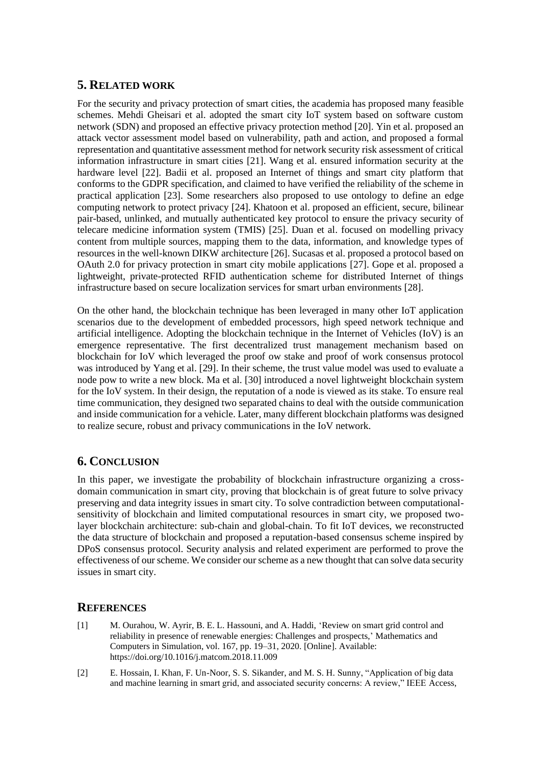## 5. RELATED WORK

For the security and privacy protection of smart cities, the academia has proposed many feasible schemes. Mehdi Gheisari et al. adopted the smart city IoT system based on software custom network (SDN) and proposed an effective privacy protection method [20]. Yin et al. proposed an attack vector assessment model based on vulnerability, path and action, and proposed a formal representation and quantitative assessment method for network security risk assessment of critical information infrastructure in smart cities [21]. Wang et al. ensured information security at the hardware level [22]. Badii et al. proposed an Internet of things and smart city platform that conforms to the GDPR specification, and claimed to have verified the reliability of the scheme in practical application [23]. Some researchers also proposed to use ontology to define an edge computing network to protect privacy [24]. Khatoon et al. proposed an efficient, secure, bilinear pair-based, unlinked, and mutually authenticated key protocol to ensure the privacy security of telecare medicine information system (TMIS) [25]. Duan et al. focused on modelling privacy content from multiple sources, mapping them to the data, information, and knowledge types of resources in the well-known DIKW architecture [26]. Sucasas et al. proposed a protocol based on OAuth 2.0 for privacy protection in smart city mobile applications [27]. Gope et al. proposed a lightweight, private-protected RFID authentication scheme for distributed Internet of things infrastructure based on secure localization services for smart urban environments [28].

On the other hand, the blockchain technique has been leveraged in many other IoT application scenarios due to the development of embedded processors, high speed network technique and artificial intelligence. Adopting the blockchain technique in the Internet of Vehicles (IoV) is an emergence representative. The first decentralized trust management mechanism based on blockchain for IoV which leveraged the proof ow stake and proof of work consensus protocol was introduced by Yang et al. [29]. In their scheme, the trust value model was used to evaluate a node pow to write a new block. Ma et al. [30] introduced a novel lightweight blockchain system for the IoV system. In their design, the reputation of a node is viewed as its stake. To ensure real time communication, they designed two separated chains to deal with the outside communication and inside communication for a vehicle. Later, many different blockchain platforms was designed to realize secure, robust and privacy communications in the IoV network.

## 6. CONCLUSION

In this paper, we investigate the probability of blockchain infrastructure organizing a cross-domain communication in smart city, proving that blockchain is of great future to solve privacy preserving and data integrity issues in smart city. To solve contradiction between computational-sensitivity of blockchain and limited computational resources in smart city, we proposed two-layer blockchain architecture: sub-chain and global-chain. To fit IoT devices, we reconstructed the data structure of blockchain and proposed a reputation-based consensus scheme inspired by DPoS consensus protocol. Security analysis and related experiment are performed to prove the effectiveness of our scheme. We consider our scheme as a new thought that can solve data security issues in smart city.

## REFERENCES

[1] M. Ourahou, W. Ayrir, B. E. L. Hassouni, and A. Haddi, 'Review on smart grid control and reliability in presence of renewable energies: Challenges and prospects,' Mathematics and Computers in Simulation, vol. 167, pp. 19–31, 2020. [Online]. Available: https://doi.org/10.1016/j.matcom.2018.11.009

[2] E. Hossain, I. Khan, F. Un-Noor, S. S. Sikander, and M. S. H. Sunny, "Application of big data and machine learning in smart grid, and associated security concerns: A review," IEEE Access,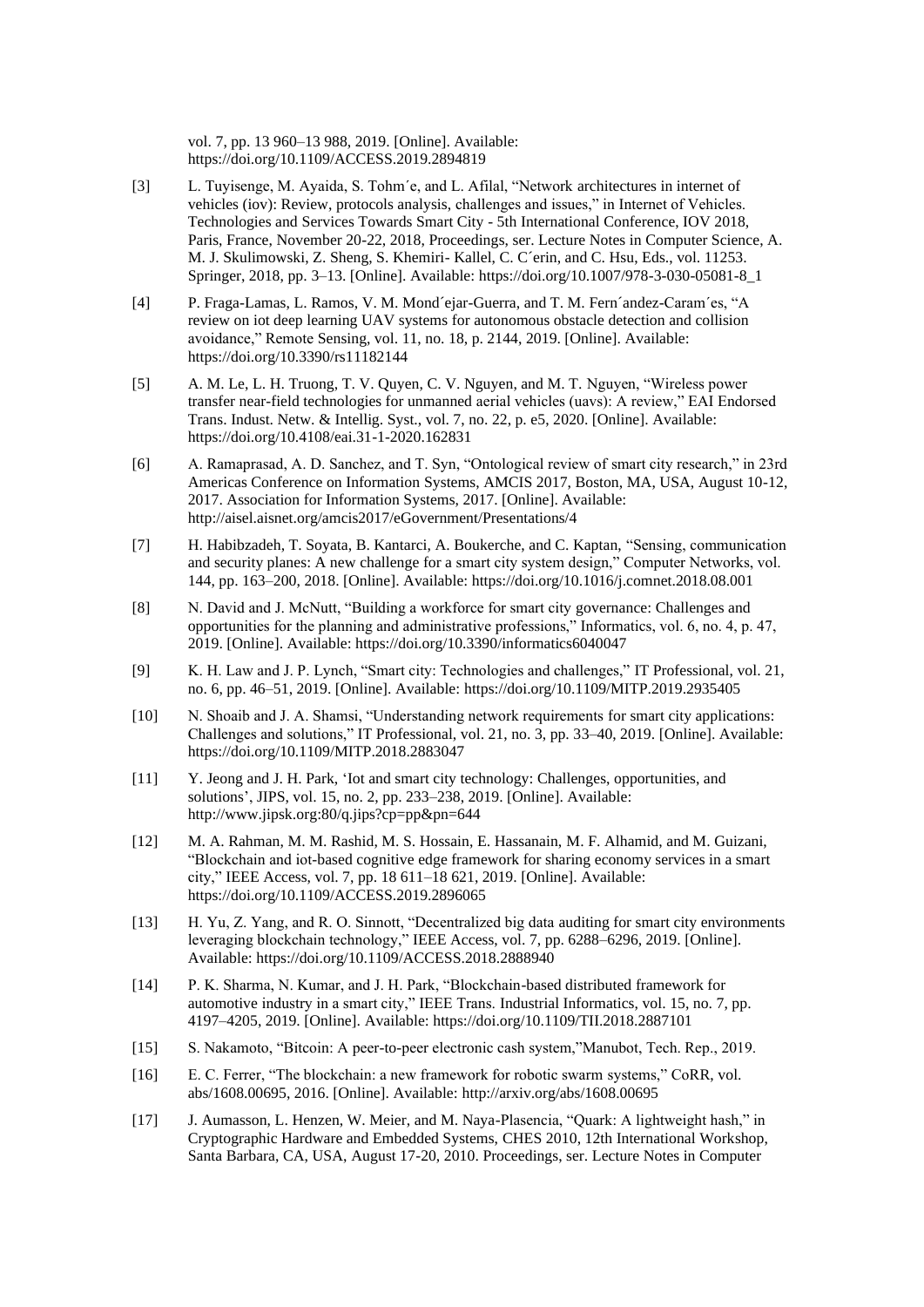vol. 7, pp. 13 960–13 988, 2019. [Online]. Available: https://doi.org/10.1109/ACCESS.2019.2894819

[3] L. Tuyisenge, M. Ayaida, S. Tohm´e, and L. Afilal, "Network architectures in internet of vehicles (iov): Review, protocols analysis, challenges and issues," in Internet of Vehicles. Technologies and Services Towards Smart City - 5th International Conference, IOV 2018, Paris, France, November 20-22, 2018, Proceedings, ser. Lecture Notes in Computer Science, A. M. J. Skulimowski, Z. Sheng, S. Khemiri- Kallel, C. C´erin, and C. Hsu, Eds., vol. 11253. Springer, 2018, pp. 3–13. [Online]. Available: https://doi.org/10.1007/978-3-030-05081-8_1

[4] P. Fraga-Lamas, L. Ramos, V. M. Mond´ejar-Guerra, and T. M. Fern´andez-Caram´es, "A review on iot deep learning UAV systems for autonomous obstacle detection and collision avoidance," Remote Sensing, vol. 11, no. 18, p. 2144, 2019. [Online]. Available: https://doi.org/10.3390/rs11182144

[5] A. M. Le, L. H. Truong, T. V. Quyen, C. V. Nguyen, and M. T. Nguyen, "Wireless power transfer near-field technologies for unmanned aerial vehicles (uavs): A review," EAI Endorsed Trans. Indust. Netw. & Intellig. Syst., vol. 7, no. 22, p. e5, 2020. [Online]. Available: https://doi.org/10.4108/eai.31-1-2020.162831

[6] A. Ramaprasad, A. D. Sanchez, and T. Syn, "Ontological review of smart city research," in 23rd Americas Conference on Information Systems, AMCIS 2017, Boston, MA, USA, August 10-12, 2017. Association for Information Systems, 2017. [Online]. Available: http://aisel.aisnet.org/amcis2017/eGovernment/Presentations/4

[7] H. Habibzadeh, T. Soyata, B. Kantarci, A. Boukerche, and C. Kaptan, "Sensing, communication and security planes: A new challenge for a smart city system design," Computer Networks, vol. 144, pp. 163–200, 2018. [Online]. Available: https://doi.org/10.1016/j.comnet.2018.08.001

[8] N. David and J. McNutt, "Building a workforce for smart city governance: Challenges and opportunities for the planning and administrative professions," Informatics, vol. 6, no. 4, p. 47, 2019. [Online]. Available: https://doi.org/10.3390/informatics6040047

[9] K. H. Law and J. P. Lynch, "Smart city: Technologies and challenges," IT Professional, vol. 21, no. 6, pp. 46–51, 2019. [Online]. Available: https://doi.org/10.1109/MITP.2019.2935405

[10] N. Shoaib and J. A. Shamsi, "Understanding network requirements for smart city applications: Challenges and solutions," IT Professional, vol. 21, no. 3, pp. 33–40, 2019. [Online]. Available: https://doi.org/10.1109/MITP.2018.2883047

[11] Y. Jeong and J. H. Park, 'Iot and smart city technology: Challenges, opportunities, and solutions', JIPS, vol. 15, no. 2, pp. 233–238, 2019. [Online]. Available: http://www.jipsk.org:80/q.jips?cp=pp&pn=644

[12] M. A. Rahman, M. M. Rashid, M. S. Hossain, E. Hassanain, M. F. Alhamid, and M. Guizani, "Blockchain and iot-based cognitive edge framework for sharing economy services in a smart city," IEEE Access, vol. 7, pp. 18 611–18 621, 2019. [Online]. Available: https://doi.org/10.1109/ACCESS.2019.2896065

[13] H. Yu, Z. Yang, and R. O. Sinnott, "Decentralized big data auditing for smart city environments leveraging blockchain technology," IEEE Access, vol. 7, pp. 6288–6296, 2019. [Online]. Available: https://doi.org/10.1109/ACCESS.2018.2888940

[14] P. K. Sharma, N. Kumar, and J. H. Park, "Blockchain-based distributed framework for automotive industry in a smart city," IEEE Trans. Industrial Informatics, vol. 15, no. 7, pp. 4197–4205, 2019. [Online]. Available: https://doi.org/10.1109/TII.2018.2887101

[15] S. Nakamoto, "Bitcoin: A peer-to-peer electronic cash system,"Manubot, Tech. Rep., 2019.

[16] E. C. Ferrer, "The blockchain: a new framework for robotic swarm systems," CoRR, vol. abs/1608.00695, 2016. [Online]. Available: http://arxiv.org/abs/1608.00695

[17] J. Aumasson, L. Henzen, W. Meier, and M. Naya-Plasencia, "Quark: A lightweight hash," in Cryptographic Hardware and Embedded Systems, CHES 2010, 12th International Workshop, Santa Barbara, CA, USA, August 17-20, 2010. Proceedings, ser. Lecture Notes in Computer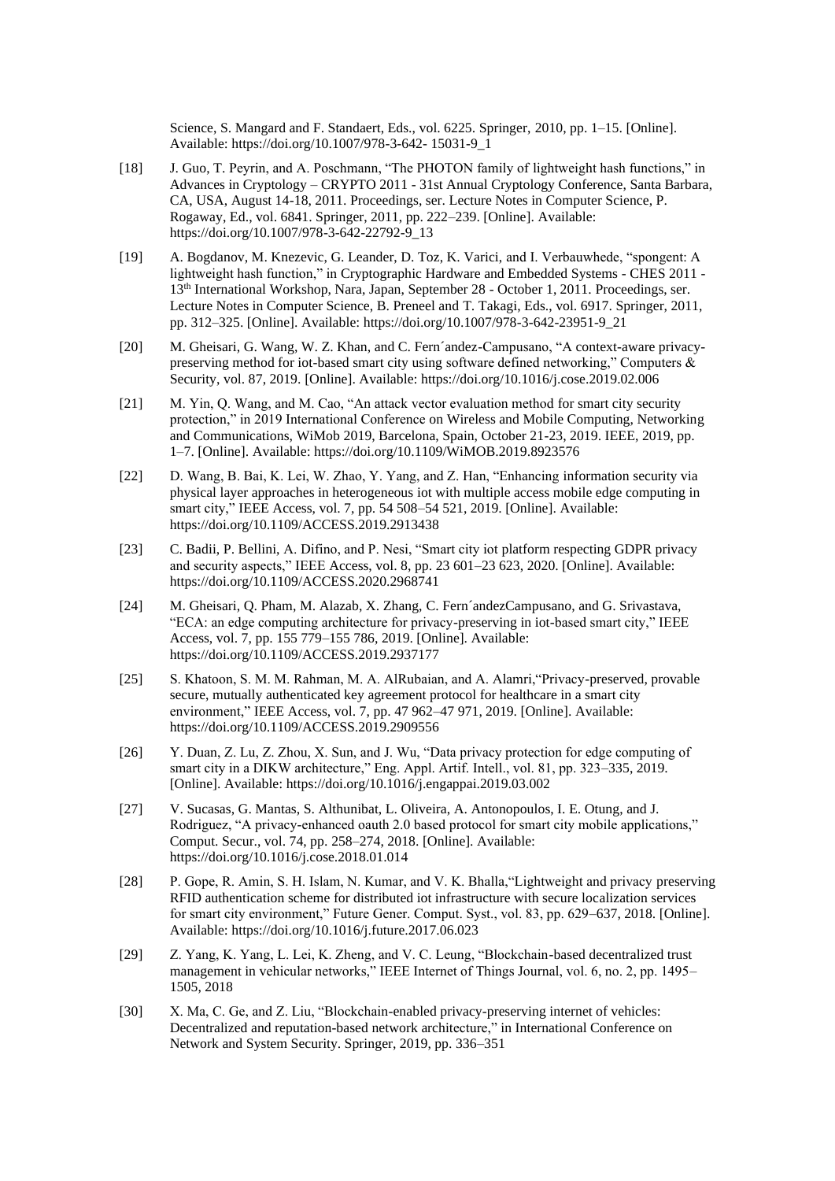Science, S. Mangard and F. Standaert, Eds., vol. 6225. Springer, 2010, pp. 1–15. [Online]. Available: https://doi.org/10.1007/978-3-642- 15031-9_1

[18] J. Guo, T. Peyrin, and A. Poschmann, "The PHOTON family of lightweight hash functions," in Advances in Cryptology – CRYPTO 2011 - 31st Annual Cryptology Conference, Santa Barbara, CA, USA, August 14-18, 2011. Proceedings, ser. Lecture Notes in Computer Science, P. Rogaway, Ed., vol. 6841. Springer, 2011, pp. 222–239. [Online]. Available: https://doi.org/10.1007/978-3-642-22792-9_13

[19] A. Bogdanov, M. Knezevic, G. Leander, D. Toz, K. Varici, and I. Verbauwhede, "spongent: A lightweight hash function," in Cryptographic Hardware and Embedded Systems - CHES 2011 - 13th International Workshop, Nara, Japan, September 28 - October 1, 2011. Proceedings, ser. Lecture Notes in Computer Science, B. Preneel and T. Takagi, Eds., vol. 6917. Springer, 2011, pp. 312–325. [Online]. Available: https://doi.org/10.1007/978-3-642-23951-9_21

[20] M. Gheisari, G. Wang, W. Z. Khan, and C. Fern´andez-Campusano, "A context-aware privacy-preserving method for iot-based smart city using software defined networking," Computers & Security, vol. 87, 2019. [Online]. Available: https://doi.org/10.1016/j.cose.2019.02.006

[21] M. Yin, Q. Wang, and M. Cao, "An attack vector evaluation method for smart city security protection," in 2019 International Conference on Wireless and Mobile Computing, Networking and Communications, WiMob 2019, Barcelona, Spain, October 21-23, 2019. IEEE, 2019, pp. 1–7. [Online]. Available: https://doi.org/10.1109/WiMOB.2019.8923576

[22] D. Wang, B. Bai, K. Lei, W. Zhao, Y. Yang, and Z. Han, "Enhancing information security via physical layer approaches in heterogeneous iot with multiple access mobile edge computing in smart city," IEEE Access, vol. 7, pp. 54 508–54 521, 2019. [Online]. Available: https://doi.org/10.1109/ACCESS.2019.2913438

[23] C. Badii, P. Bellini, A. Difino, and P. Nesi, "Smart city iot platform respecting GDPR privacy and security aspects," IEEE Access, vol. 8, pp. 23 601–23 623, 2020. [Online]. Available: https://doi.org/10.1109/ACCESS.2020.2968741

[24] M. Gheisari, Q. Pham, M. Alazab, X. Zhang, C. Fern´andezCampusano, and G. Srivastava, "ECA: an edge computing architecture for privacy-preserving in iot-based smart city," IEEE Access, vol. 7, pp. 155 779–155 786, 2019. [Online]. Available: https://doi.org/10.1109/ACCESS.2019.2937177

[25] S. Khatoon, S. M. M. Rahman, M. A. AlRubaian, and A. Alamri,"Privacy-preserved, provable secure, mutually authenticated key agreement protocol for healthcare in a smart city environment," IEEE Access, vol. 7, pp. 47 962–47 971, 2019. [Online]. Available: https://doi.org/10.1109/ACCESS.2019.2909556

[26] Y. Duan, Z. Lu, Z. Zhou, X. Sun, and J. Wu, "Data privacy protection for edge computing of smart city in a DIKW architecture," Eng. Appl. Artif. Intell., vol. 81, pp. 323–335, 2019. [Online]. Available: https://doi.org/10.1016/j.engappai.2019.03.002

[27] V. Sucasas, G. Mantas, S. Althunibat, L. Oliveira, A. Antonopoulos, I. E. Otung, and J. Rodriguez, "A privacy-enhanced oauth 2.0 based protocol for smart city mobile applications," Comput. Secur., vol. 74, pp. 258–274, 2018. [Online]. Available: https://doi.org/10.1016/j.cose.2018.01.014

[28] P. Gope, R. Amin, S. H. Islam, N. Kumar, and V. K. Bhalla,"Lightweight and privacy preserving RFID authentication scheme for distributed iot infrastructure with secure localization services for smart city environment," Future Gener. Comput. Syst., vol. 83, pp. 629–637, 2018. [Online]. Available: https://doi.org/10.1016/j.future.2017.06.023

[29] Z. Yang, K. Yang, L. Lei, K. Zheng, and V. C. Leung, "Blockchain-based decentralized trust management in vehicular networks," IEEE Internet of Things Journal, vol. 6, no. 2, pp. 1495–1505, 2018

[30] X. Ma, C. Ge, and Z. Liu, "Blockchain-enabled privacy-preserving internet of vehicles: Decentralized and reputation-based network architecture," in International Conference on Network and System Security. Springer, 2019, pp. 336–351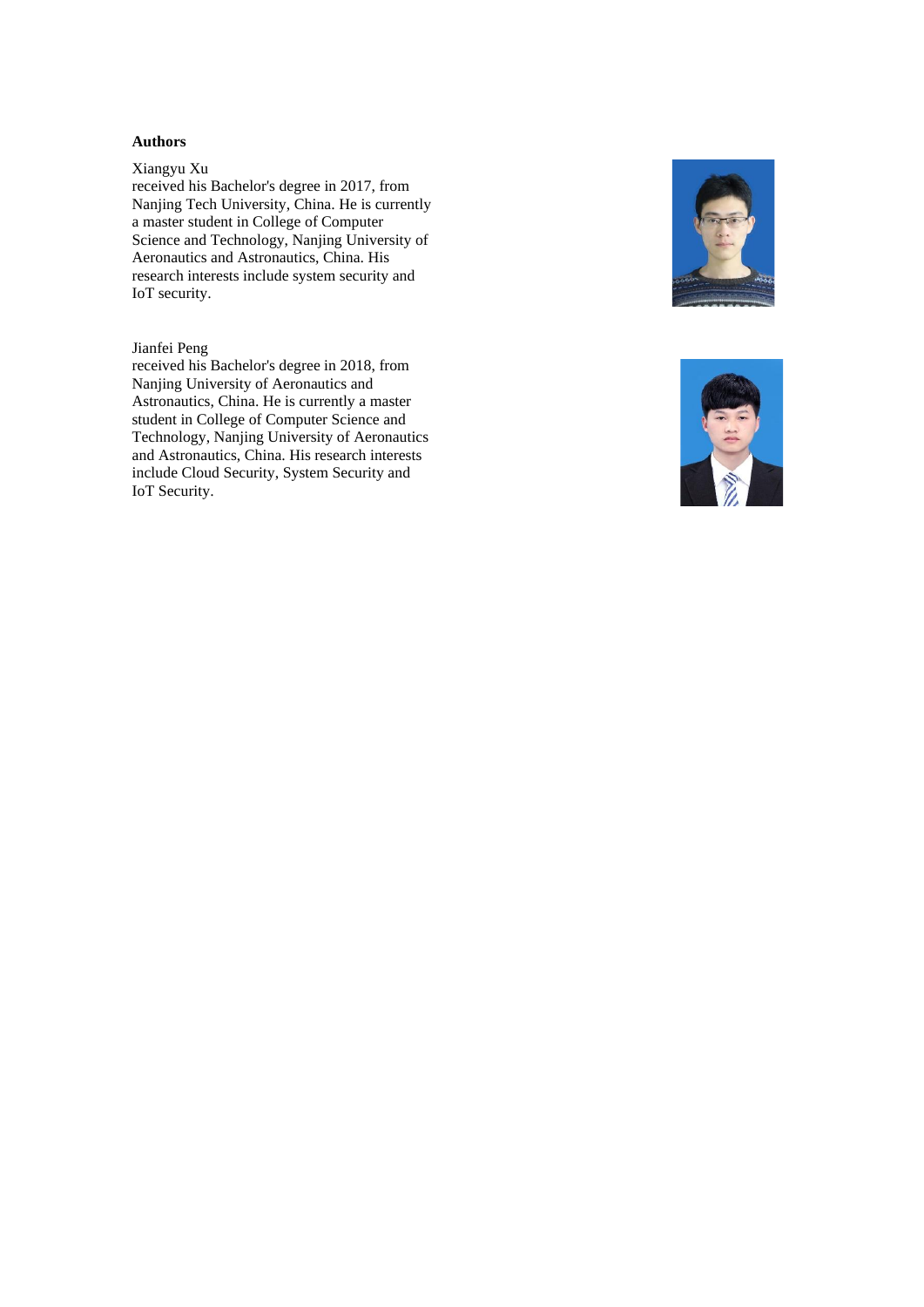**Authors**

Xiangyu Xu
received his Bachelor's degree in 2017, from Nanjing Tech University, China. He is currently a master student in College of Computer Science and Technology, Nanjing University of Aeronautics and Astronautics, China. His research interests include system security and IoT security.

Jianfei Peng
received his Bachelor's degree in 2018, from Nanjing University of Aeronautics and Astronautics, China. He is currently a master student in College of Computer Science and Technology, Nanjing University of Aeronautics and Astronautics, China. His research interests include Cloud Security, System Security and IoT Security.